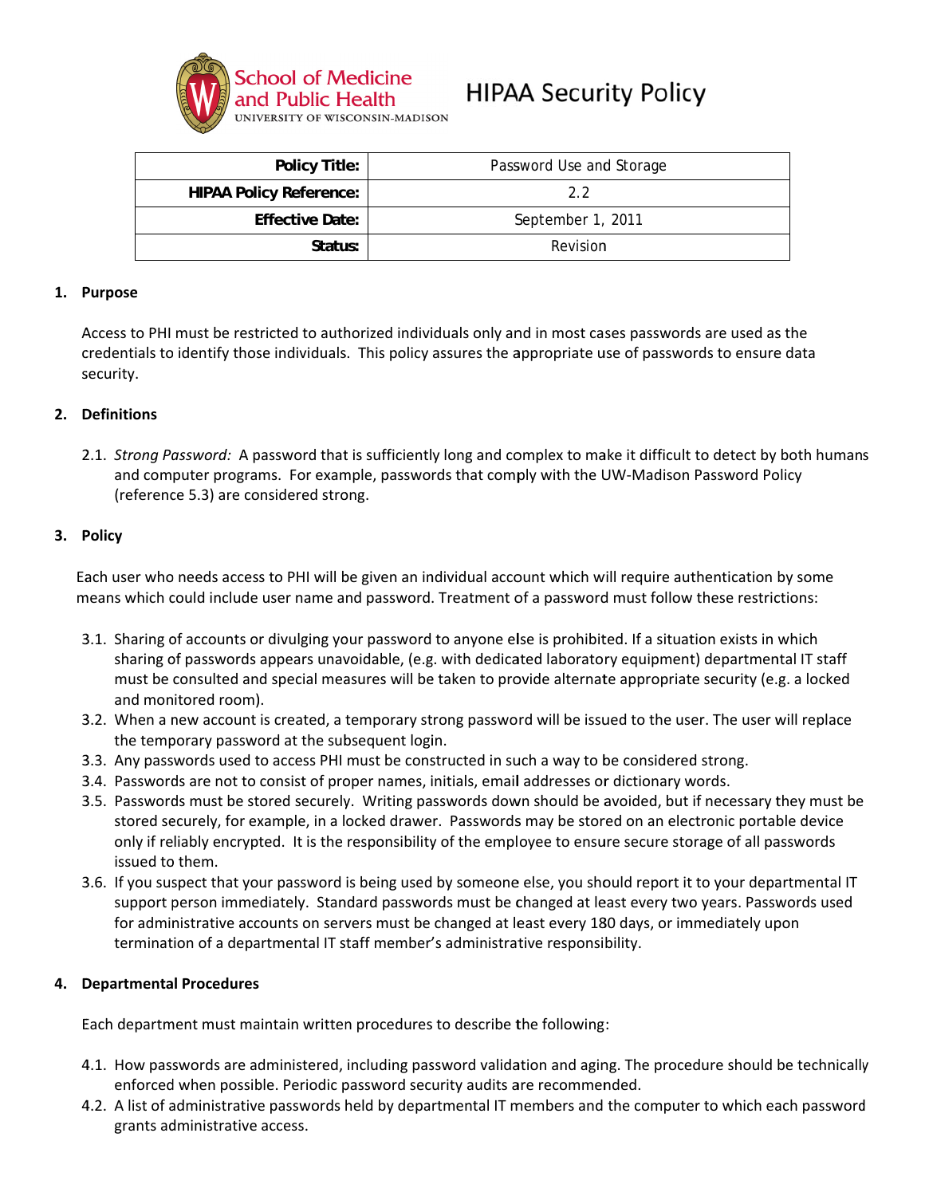School of Medicine and Public Health
UNIVERSITY OF WISCONSIN-MADISON

# HIPAA Security Policy

| Policy Title: | Password Use and Storage |
|---|---|
| HIPAA Policy Reference: | 2.2 |
| Effective Date: | September 1, 2011 |
| Status: | Revision |

## 1. Purpose

Access to PHI must be restricted to authorized individuals only and in most cases passwords are used as the credentials to identify those individuals. This policy assures the appropriate use of passwords to ensure data security.

## 2. Definitions

2.1. *Strong Password:* A password that is sufficiently long and complex to make it difficult to detect by both humans and computer programs. For example, passwords that comply with the UW-Madison Password Policy (reference 5.3) are considered strong.

## 3. Policy

Each user who needs access to PHI will be given an individual account which will require authentication by some means which could include user name and password. Treatment of a password must follow these restrictions:

3.1. Sharing of accounts or divulging your password to anyone else is prohibited. If a situation exists in which sharing of passwords appears unavoidable, (e.g. with dedicated laboratory equipment) departmental IT staff must be consulted and special measures will be taken to provide alternate appropriate security (e.g. a locked and monitored room).

3.2. When a new account is created, a temporary strong password will be issued to the user. The user will replace the temporary password at the subsequent login.

3.3. Any passwords used to access PHI must be constructed in such a way to be considered strong.

3.4. Passwords are not to consist of proper names, initials, email addresses or dictionary words.

3.5. Passwords must be stored securely. Writing passwords down should be avoided, but if necessary they must be stored securely, for example, in a locked drawer. Passwords may be stored on an electronic portable device only if reliably encrypted. It is the responsibility of the employee to ensure secure storage of all passwords issued to them.

3.6. If you suspect that your password is being used by someone else, you should report it to your departmental IT support person immediately. Standard passwords must be changed at least every two years. Passwords used for administrative accounts on servers must be changed at least every 180 days, or immediately upon termination of a departmental IT staff member's administrative responsibility.

## 4. Departmental Procedures

Each department must maintain written procedures to describe the following:

4.1. How passwords are administered, including password validation and aging. The procedure should be technically enforced when possible. Periodic password security audits are recommended.

4.2. A list of administrative passwords held by departmental IT members and the computer to which each password grants administrative access.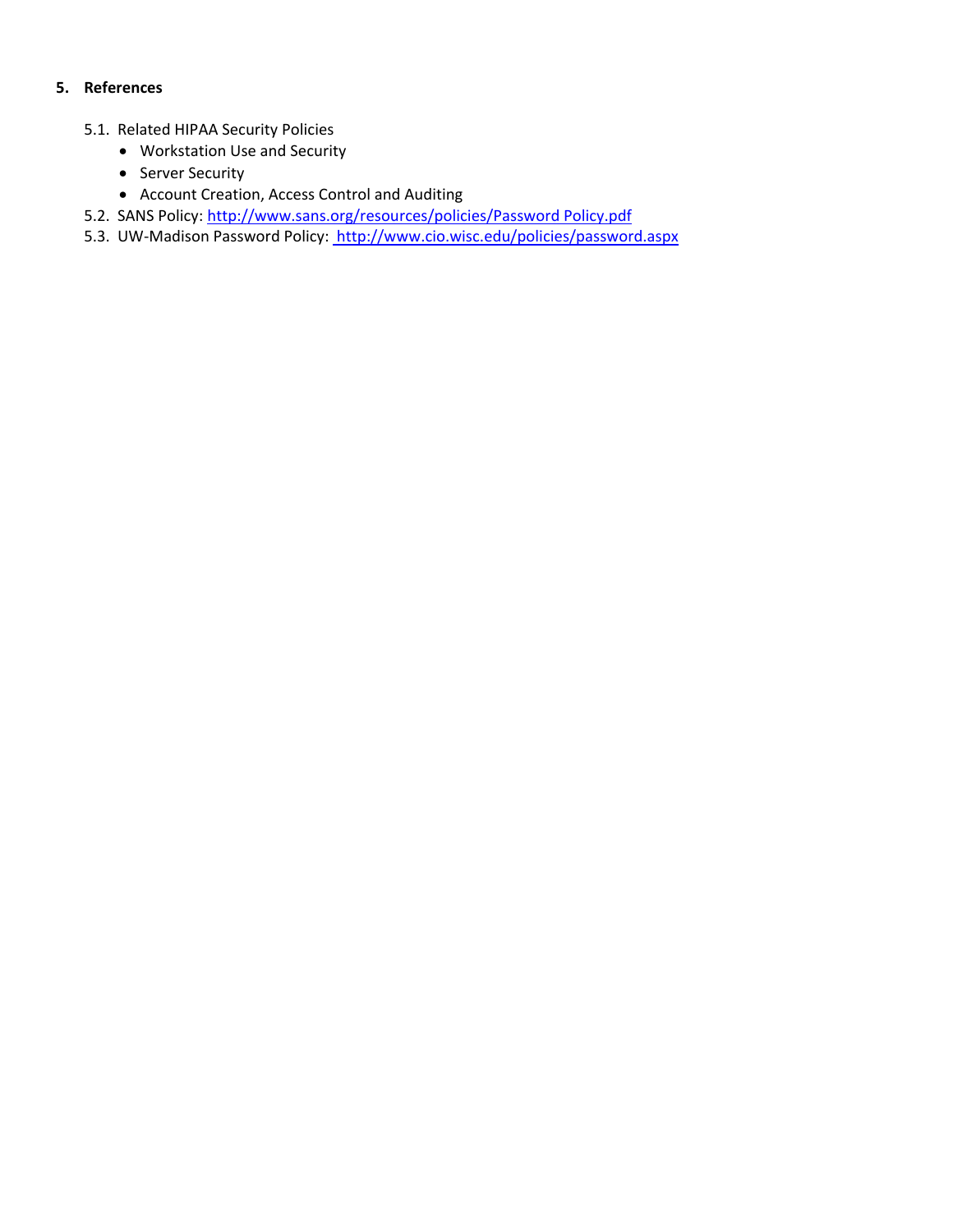## 5. References

5.1. Related HIPAA Security Policies

- Workstation Use and Security
- Server Security
- Account Creation, Access Control and Auditing

5.2. SANS Policy: http://www.sans.org/resources/policies/Password Policy.pdf

5.3. UW-Madison Password Policy: http://www.cio.wisc.edu/policies/password.aspx